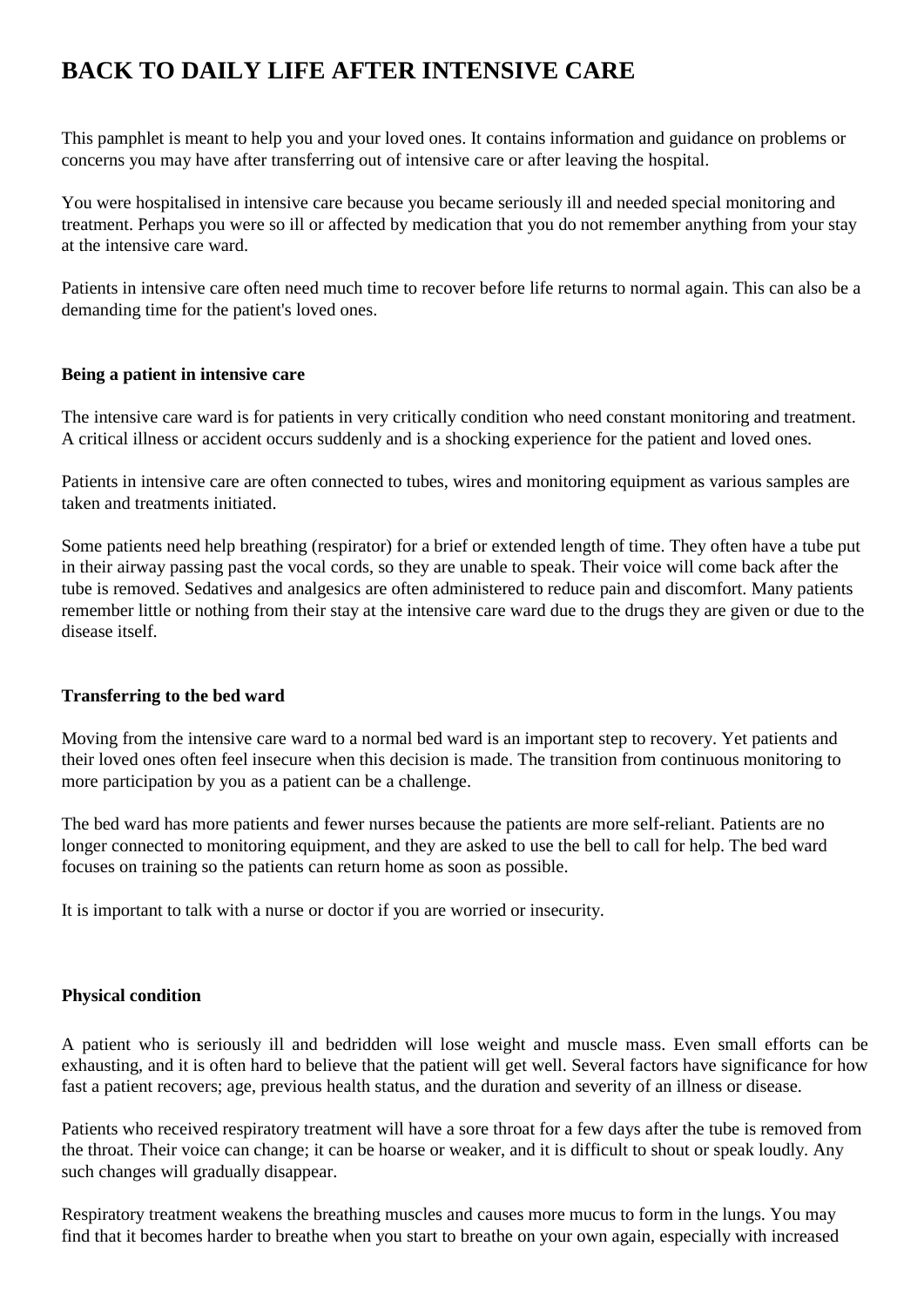# BACK TO DAILY LIFE AFTER INTENSIVE CARE

This pamphlet is meant to help you and your loved ones. It contains information and guidance on problems or concerns you may have after transferring out of intensive care or after leaving the hospital.

You were hospitalised in intensive care because you became seriously ill and needed special monitoring and treatment. Perhaps you were so ill or affected by medication that you do not remember anything from your stay at the intensive care ward.

Patients in intensive care often need much time to recover before life returns to normal again. This can also be a demanding time for the patient's loved ones.

### Being a patient in intensive care

The intensive care ward is for patients in very critically condition who need constant monitoring and treatment. A critical illness or accident occurs suddenly and is a shocking experience for the patient and loved ones.

Patients in intensive care are often connected to tubes, wires and monitoring equipment as various samples are taken and treatments initiated.

Some patients need help breathing (respirator) for a brief or extended length of time. They often have a tube put in their airway passing past the vocal cords, so they are unable to speak. Their voice will come back after the tube is removed. Sedatives and analgesics are often administered to reduce pain and discomfort. Many patients remember little or nothing from their stay at the intensive care ward due to the drugs they are given or due to the disease itself.

### Transferring to the bed ward

Moving from the intensive care ward to a normal bed ward is an important step to recovery. Yet patients and their loved ones often feel insecure when this decision is made. The transition from continuous monitoring to more participation by you as a patient can be a challenge.

The bed ward has more patients and fewer nurses because the patients are more self-reliant. Patients are no longer connected to monitoring equipment, and they are asked to use the bell to call for help. The bed ward focuses on training so the patients can return home as soon as possible.

It is important to talk with a nurse or doctor if you are worried or insecurity.

### Physical condition

A patient who is seriously ill and bedridden will lose weight and muscle mass. Even small efforts can be exhausting, and it is often hard to believe that the patient will get well. Several factors have significance for how fast a patient recovers; age, previous health status, and the duration and severity of an illness or disease.

Patients who received respiratory treatment will have a sore throat for a few days after the tube is removed from the throat. Their voice can change; it can be hoarse or weaker, and it is difficult to shout or speak loudly. Any such changes will gradually disappear.

Respiratory treatment weakens the breathing muscles and causes more mucus to form in the lungs. You may find that it becomes harder to breathe when you start to breathe on your own again, especially with increased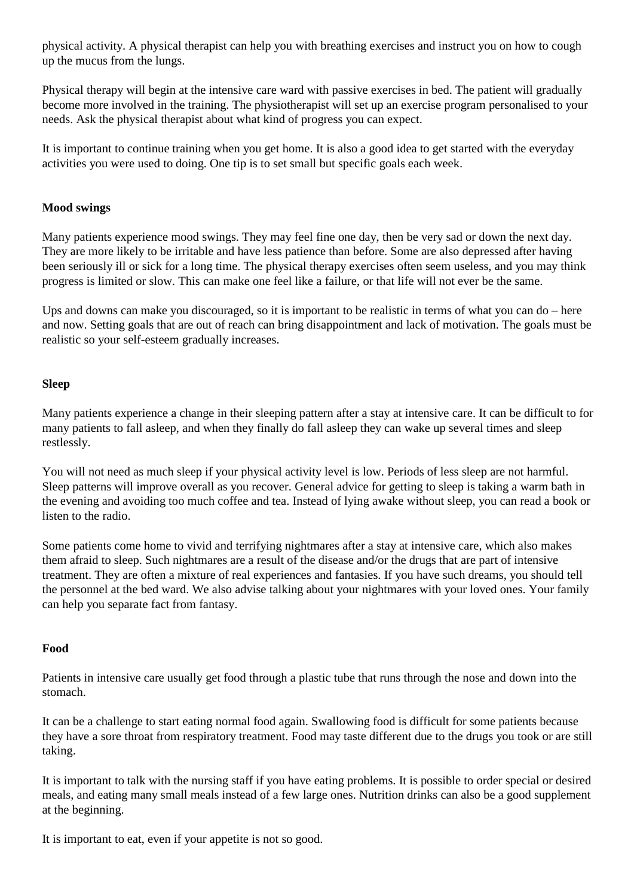physical activity. A physical therapist can help you with breathing exercises and instruct you on how to cough up the mucus from the lungs.

Physical therapy will begin at the intensive care ward with passive exercises in bed. The patient will gradually become more involved in the training. The physiotherapist will set up an exercise program personalised to your needs. Ask the physical therapist about what kind of progress you can expect.

It is important to continue training when you get home. It is also a good idea to get started with the everyday activities you were used to doing. One tip is to set small but specific goals each week.

**Mood swings**

Many patients experience mood swings. They may feel fine one day, then be very sad or down the next day. They are more likely to be irritable and have less patience than before. Some are also depressed after having been seriously ill or sick for a long time. The physical therapy exercises often seem useless, and you may think progress is limited or slow. This can make one feel like a failure, or that life will not ever be the same.

Ups and downs can make you discouraged, so it is important to be realistic in terms of what you can do – here and now. Setting goals that are out of reach can bring disappointment and lack of motivation. The goals must be realistic so your self-esteem gradually increases.

**Sleep**

Many patients experience a change in their sleeping pattern after a stay at intensive care. It can be difficult to for many patients to fall asleep, and when they finally do fall asleep they can wake up several times and sleep restlessly.

You will not need as much sleep if your physical activity level is low. Periods of less sleep are not harmful. Sleep patterns will improve overall as you recover. General advice for getting to sleep is taking a warm bath in the evening and avoiding too much coffee and tea. Instead of lying awake without sleep, you can read a book or listen to the radio.

Some patients come home to vivid and terrifying nightmares after a stay at intensive care, which also makes them afraid to sleep. Such nightmares are a result of the disease and/or the drugs that are part of intensive treatment. They are often a mixture of real experiences and fantasies. If you have such dreams, you should tell the personnel at the bed ward. We also advise talking about your nightmares with your loved ones. Your family can help you separate fact from fantasy.

**Food**

Patients in intensive care usually get food through a plastic tube that runs through the nose and down into the stomach.

It can be a challenge to start eating normal food again. Swallowing food is difficult for some patients because they have a sore throat from respiratory treatment. Food may taste different due to the drugs you took or are still taking.

It is important to talk with the nursing staff if you have eating problems. It is possible to order special or desired meals, and eating many small meals instead of a few large ones. Nutrition drinks can also be a good supplement at the beginning.

It is important to eat, even if your appetite is not so good.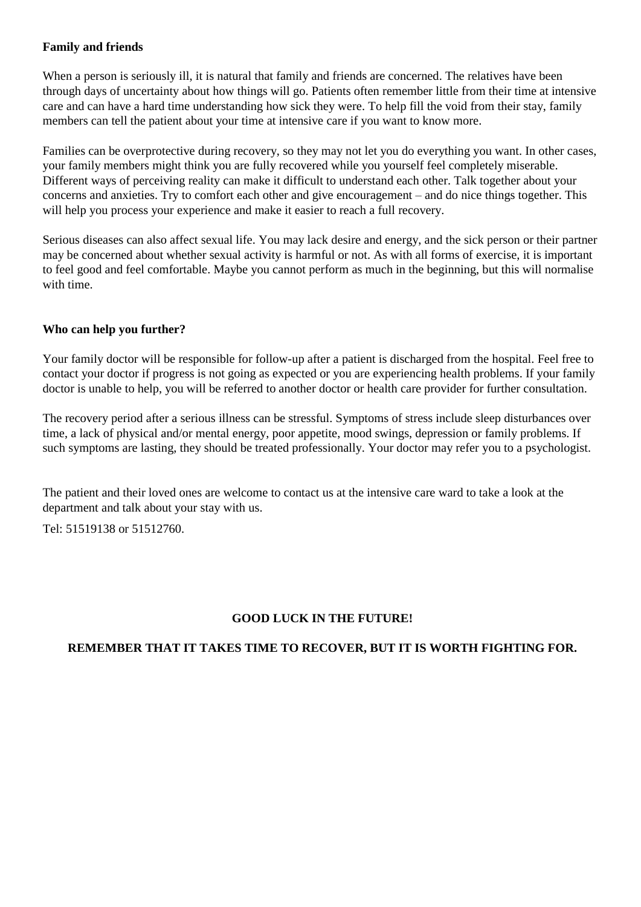**Family and friends**

When a person is seriously ill, it is natural that family and friends are concerned. The relatives have been through days of uncertainty about how things will go. Patients often remember little from their time at intensive care and can have a hard time understanding how sick they were. To help fill the void from their stay, family members can tell the patient about your time at intensive care if you want to know more.

Families can be overprotective during recovery, so they may not let you do everything you want. In other cases, your family members might think you are fully recovered while you yourself feel completely miserable. Different ways of perceiving reality can make it difficult to understand each other. Talk together about your concerns and anxieties. Try to comfort each other and give encouragement – and do nice things together. This will help you process your experience and make it easier to reach a full recovery.

Serious diseases can also affect sexual life. You may lack desire and energy, and the sick person or their partner may be concerned about whether sexual activity is harmful or not. As with all forms of exercise, it is important to feel good and feel comfortable. Maybe you cannot perform as much in the beginning, but this will normalise with time.

**Who can help you further?**

Your family doctor will be responsible for follow-up after a patient is discharged from the hospital. Feel free to contact your doctor if progress is not going as expected or you are experiencing health problems. If your family doctor is unable to help, you will be referred to another doctor or health care provider for further consultation.

The recovery period after a serious illness can be stressful. Symptoms of stress include sleep disturbances over time, a lack of physical and/or mental energy, poor appetite, mood swings, depression or family problems. If such symptoms are lasting, they should be treated professionally. Your doctor may refer you to a psychologist.

The patient and their loved ones are welcome to contact us at the intensive care ward to take a look at the department and talk about your stay with us.

Tel: 51519138 or 51512760.

**GOOD LUCK IN THE FUTURE!**

**REMEMBER THAT IT TAKES TIME TO RECOVER, BUT IT IS WORTH FIGHTING FOR.**